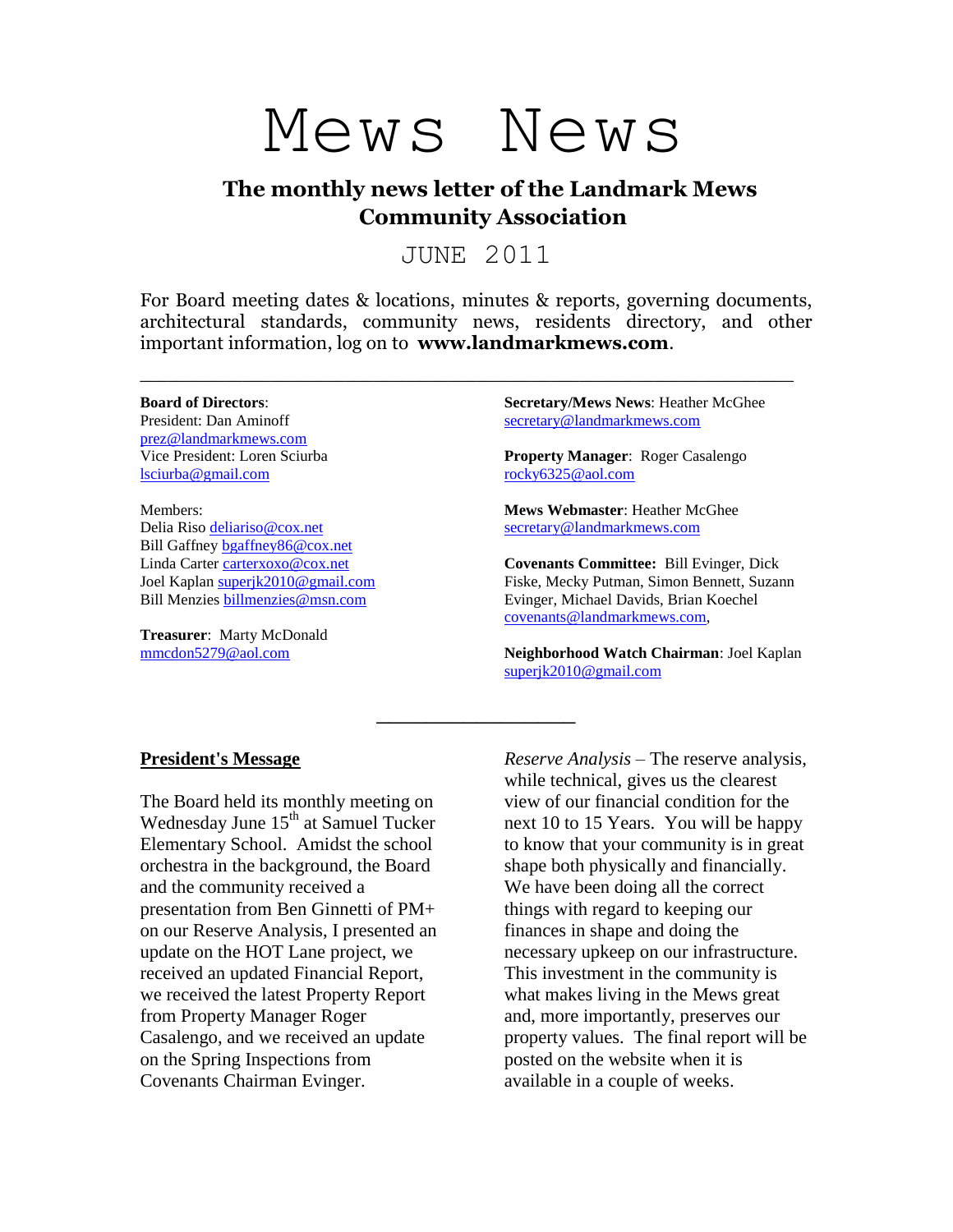# Mews News

## The monthly news letter of the Landmark Mews Community Association

JUNE 2011

For Board meeting dates & locations, minutes & reports, governing documents, architectural standards, community news, residents directory, and other important information, log on to **www.landmarkmews.com**.

---

**Board of Directors**:
President: Dan Aminoff
prez@landmarkmews.com
Vice President: Loren Sciurba
lsciurba@gmail.com

Members:
Delia Riso deliariso@cox.net
Bill Gaffney bgaffney86@cox.net
Linda Carter carterxoxo@cox.net
Joel Kaplan superjk2010@gmail.com
Bill Menzies billmenzies@msn.com

**Treasurer**: Marty McDonald
mmcdon5279@aol.com

**Secretary/Mews News**: Heather McGhee
secretary@landmarkmews.com

**Property Manager**: Roger Casalengo
rocky6325@aol.com

**Mews Webmaster**: Heather McGhee
secretary@landmarkmews.com

**Covenants Committee:** Bill Evinger, Dick Fiske, Mecky Putman, Simon Bennett, Suzann Evinger, Michael Davids, Brian Koechel
covenants@landmarkmews.com,

**Neighborhood Watch Chairman**: Joel Kaplan
superjk2010@gmail.com

---

## President's Message

The Board held its monthly meeting on Wednesday June 15th at Samuel Tucker Elementary School. Amidst the school orchestra in the background, the Board and the community received a presentation from Ben Ginnetti of PM+ on our Reserve Analysis, I presented an update on the HOT Lane project, we received an updated Financial Report, we received the latest Property Report from Property Manager Roger Casalengo, and we received an update on the Spring Inspections from Covenants Chairman Evinger.

*Reserve Analysis* – The reserve analysis, while technical, gives us the clearest view of our financial condition for the next 10 to 15 Years. You will be happy to know that your community is in great shape both physically and financially. We have been doing all the correct things with regard to keeping our finances in shape and doing the necessary upkeep on our infrastructure. This investment in the community is what makes living in the Mews great and, more importantly, preserves our property values. The final report will be posted on the website when it is available in a couple of weeks.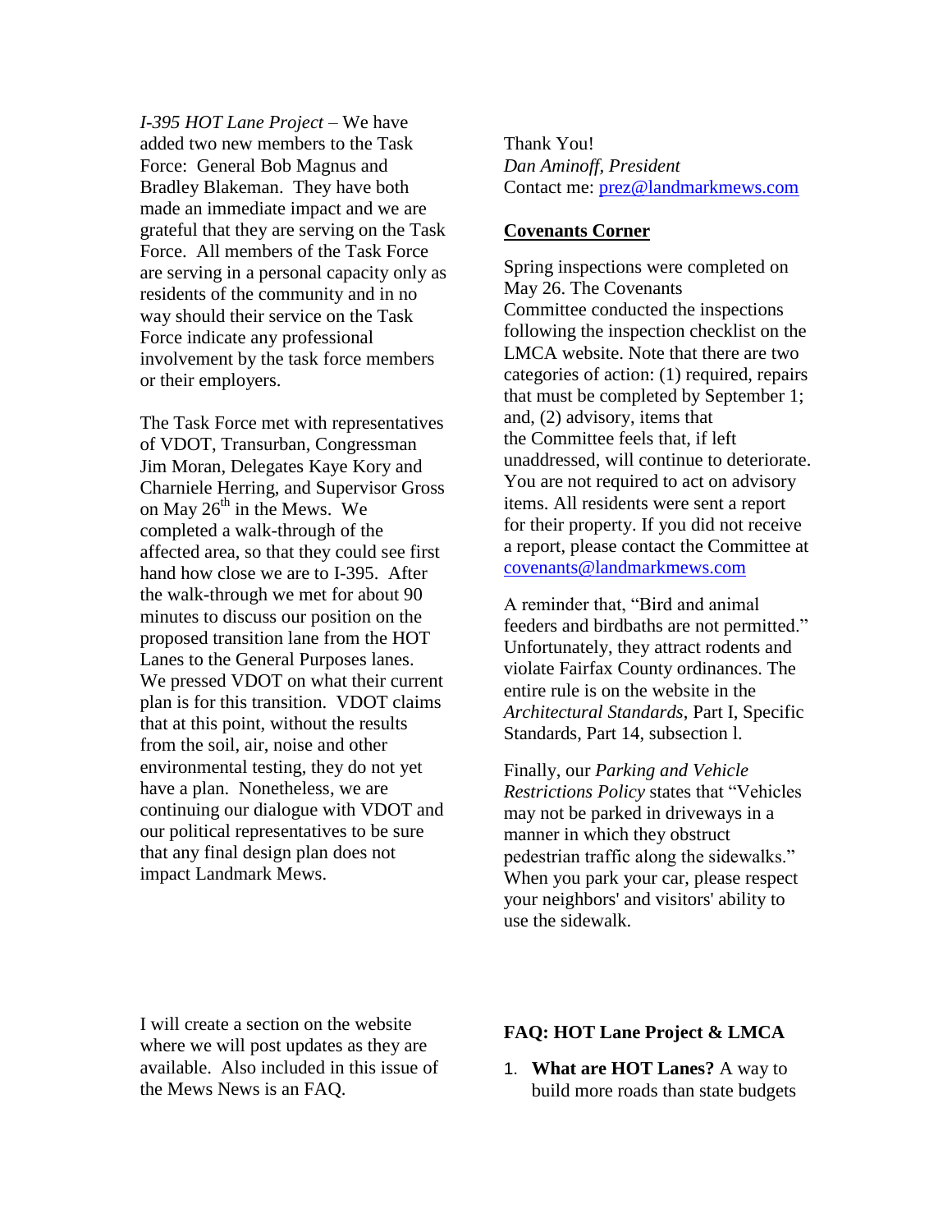*I-395 HOT Lane Project* – We have added two new members to the Task Force: General Bob Magnus and Bradley Blakeman. They have both made an immediate impact and we are grateful that they are serving on the Task Force. All members of the Task Force are serving in a personal capacity only as residents of the community and in no way should their service on the Task Force indicate any professional involvement by the task force members or their employers.

The Task Force met with representatives of VDOT, Transurban, Congressman Jim Moran, Delegates Kaye Kory and Charniele Herring, and Supervisor Gross on May 26th in the Mews. We completed a walk-through of the affected area, so that they could see first hand how close we are to I-395. After the walk-through we met for about 90 minutes to discuss our position on the proposed transition lane from the HOT Lanes to the General Purposes lanes. We pressed VDOT on what their current plan is for this transition. VDOT claims that at this point, without the results from the soil, air, noise and other environmental testing, they do not yet have a plan. Nonetheless, we are continuing our dialogue with VDOT and our political representatives to be sure that any final design plan does not impact Landmark Mews.

Thank You!
*Dan Aminoff, President*
Contact me: prez@landmarkmews.com

## Covenants Corner

Spring inspections were completed on May 26. The Covenants Committee conducted the inspections following the inspection checklist on the LMCA website. Note that there are two categories of action: (1) required, repairs that must be completed by September 1; and, (2) advisory, items that the Committee feels that, if left unaddressed, will continue to deteriorate. You are not required to act on advisory items. All residents were sent a report for their property. If you did not receive a report, please contact the Committee at covenants@landmarkmews.com

A reminder that, "Bird and animal feeders and birdbaths are not permitted." Unfortunately, they attract rodents and violate Fairfax County ordinances. The entire rule is on the website in the *Architectural Standards*, Part I, Specific Standards, Part 14, subsection l.

Finally, our *Parking and Vehicle Restrictions Policy* states that "Vehicles may not be parked in driveways in a manner in which they obstruct pedestrian traffic along the sidewalks." When you park your car, please respect your neighbors' and visitors' ability to use the sidewalk.

I will create a section on the website where we will post updates as they are available. Also included in this issue of the Mews News is an FAQ.

### FAQ: HOT Lane Project & LMCA

1. **What are HOT Lanes?** A way to build more roads than state budgets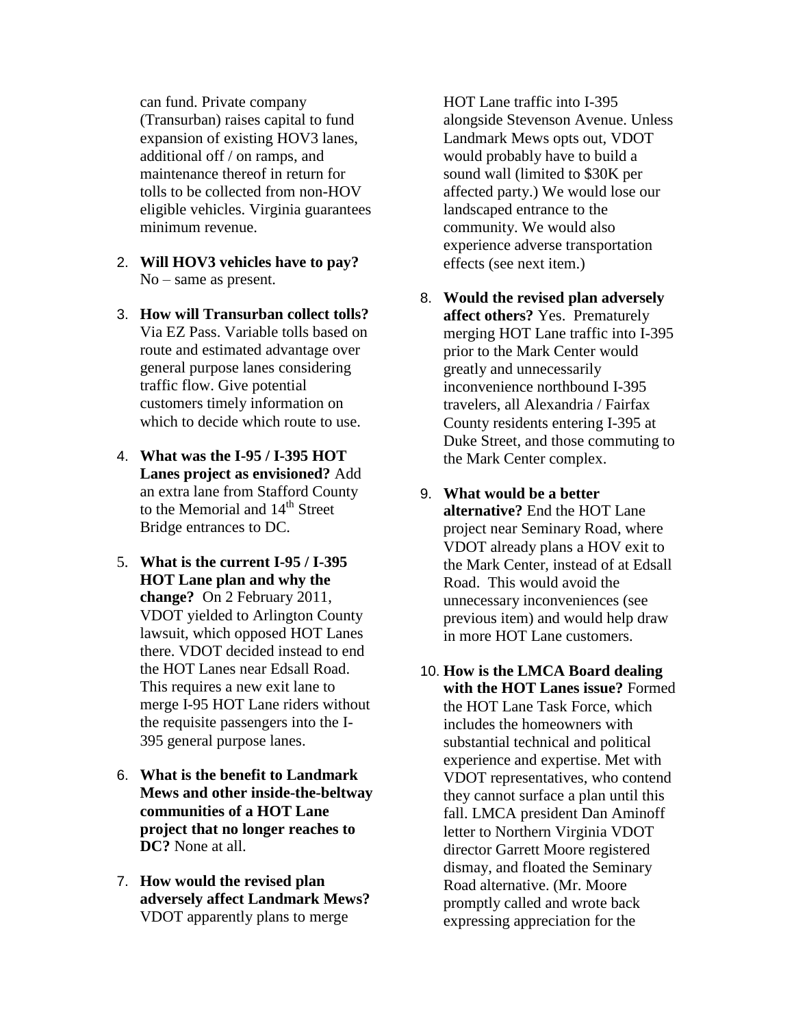can fund. Private company (Transurban) raises capital to fund expansion of existing HOV3 lanes, additional off / on ramps, and maintenance thereof in return for tolls to be collected from non-HOV eligible vehicles. Virginia guarantees minimum revenue.

2. **Will HOV3 vehicles have to pay?** No – same as present.

3. **How will Transurban collect tolls?** Via EZ Pass. Variable tolls based on route and estimated advantage over general purpose lanes considering traffic flow. Give potential customers timely information on which to decide which route to use.

4. **What was the I-95 / I-395 HOT Lanes project as envisioned?** Add an extra lane from Stafford County to the Memorial and 14th Street Bridge entrances to DC.

5. **What is the current I-95 / I-395 HOT Lane plan and why the change?** On 2 February 2011, VDOT yielded to Arlington County lawsuit, which opposed HOT Lanes there. VDOT decided instead to end the HOT Lanes near Edsall Road. This requires a new exit lane to merge I-95 HOT Lane riders without the requisite passengers into the I-395 general purpose lanes.

6. **What is the benefit to Landmark Mews and other inside-the-beltway communities of a HOT Lane project that no longer reaches to DC?** None at all.

7. **How would the revised plan adversely affect Landmark Mews?** VDOT apparently plans to merge HOT Lane traffic into I-395 alongside Stevenson Avenue. Unless Landmark Mews opts out, VDOT would probably have to build a sound wall (limited to $30K per affected party.) We would lose our landscaped entrance to the community. We would also experience adverse transportation effects (see next item.)

8. **Would the revised plan adversely affect others?** Yes. Prematurely merging HOT Lane traffic into I-395 prior to the Mark Center would greatly and unnecessarily inconvenience northbound I-395 travelers, all Alexandria / Fairfax County residents entering I-395 at Duke Street, and those commuting to the Mark Center complex.

9. **What would be a better alternative?** End the HOT Lane project near Seminary Road, where VDOT already plans a HOV exit to the Mark Center, instead of at Edsall Road. This would avoid the unnecessary inconveniences (see previous item) and would help draw in more HOT Lane customers.

10. **How is the LMCA Board dealing with the HOT Lanes issue?** Formed the HOT Lane Task Force, which includes the homeowners with substantial technical and political experience and expertise. Met with VDOT representatives, who contend they cannot surface a plan until this fall. LMCA president Dan Aminoff letter to Northern Virginia VDOT director Garrett Moore registered dismay, and floated the Seminary Road alternative. (Mr. Moore promptly called and wrote back expressing appreciation for the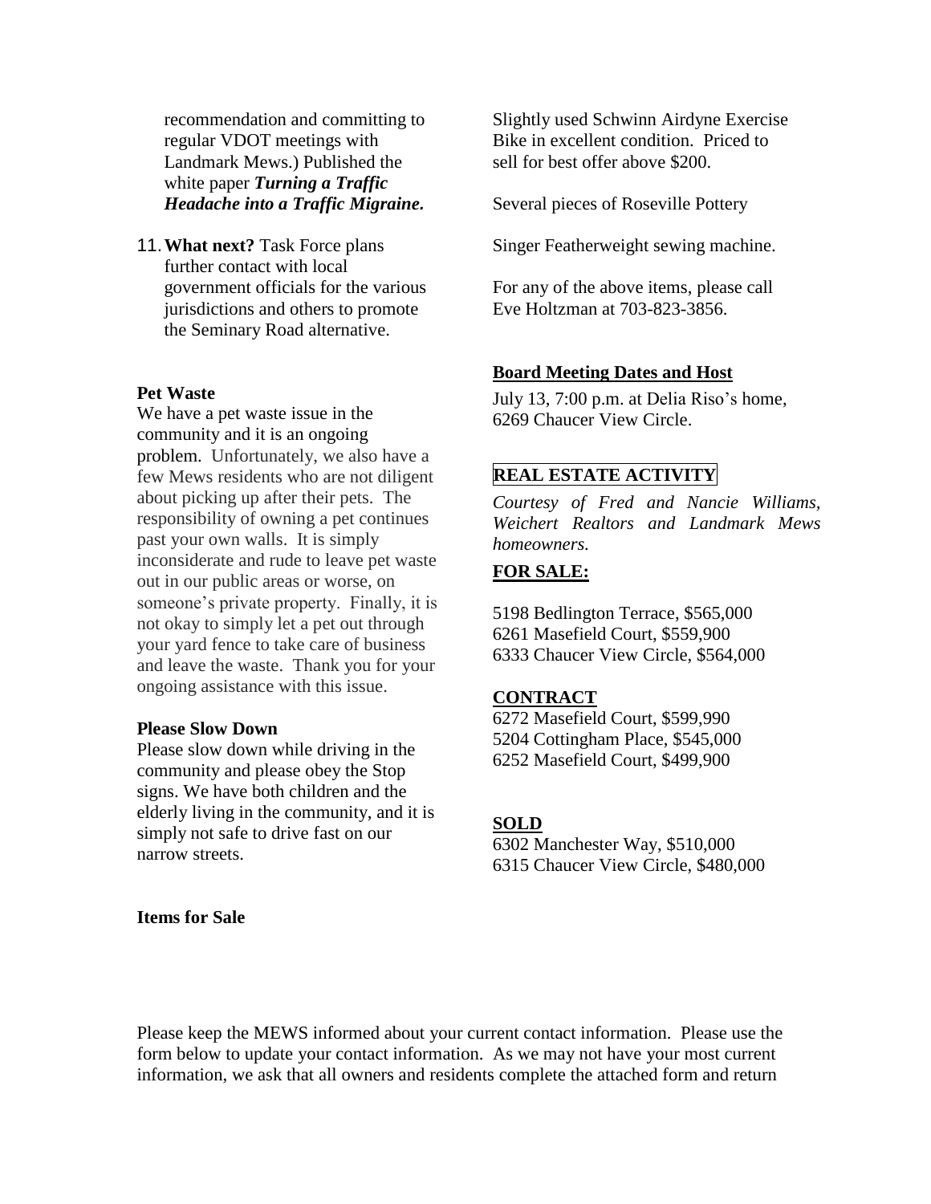recommendation and committing to regular VDOT meetings with Landmark Mews.) Published the white paper ***Turning a Traffic Headache into a Traffic Migraine.***

11. **What next?** Task Force plans further contact with local government officials for the various jurisdictions and others to promote the Seminary Road alternative.

**Pet Waste**

We have a pet waste issue in the community and it is an ongoing problem. Unfortunately, we also have a few Mews residents who are not diligent about picking up after their pets. The responsibility of owning a pet continues past your own walls. It is simply inconsiderate and rude to leave pet waste out in our public areas or worse, on someone's private property. Finally, it is not okay to simply let a pet out through your yard fence to take care of business and leave the waste. Thank you for your ongoing assistance with this issue.

**Please Slow Down**

Please slow down while driving in the community and please obey the Stop signs. We have both children and the elderly living in the community, and it is simply not safe to drive fast on our narrow streets.

**Items for Sale**

Slightly used Schwinn Airdyne Exercise Bike in excellent condition. Priced to sell for best offer above $200.

Several pieces of Roseville Pottery

Singer Featherweight sewing machine.

For any of the above items, please call Eve Holtzman at 703-823-3856.

**Board Meeting Dates and Host**

July 13, 7:00 p.m. at Delia Riso's home, 6269 Chaucer View Circle.

**REAL ESTATE ACTIVITY**

*Courtesy of Fred and Nancie Williams, Weichert Realtors and Landmark Mews homeowners.*

**FOR SALE:**

5198 Bedlington Terrace, $565,000
6261 Masefield Court, $559,900
6333 Chaucer View Circle, $564,000

**CONTRACT**

6272 Masefield Court, $599,990
5204 Cottingham Place, $545,000
6252 Masefield Court, $499,900

**SOLD**

6302 Manchester Way, $510,000
6315 Chaucer View Circle, $480,000

Please keep the MEWS informed about your current contact information. Please use the form below to update your contact information. As we may not have your most current information, we ask that all owners and residents complete the attached form and return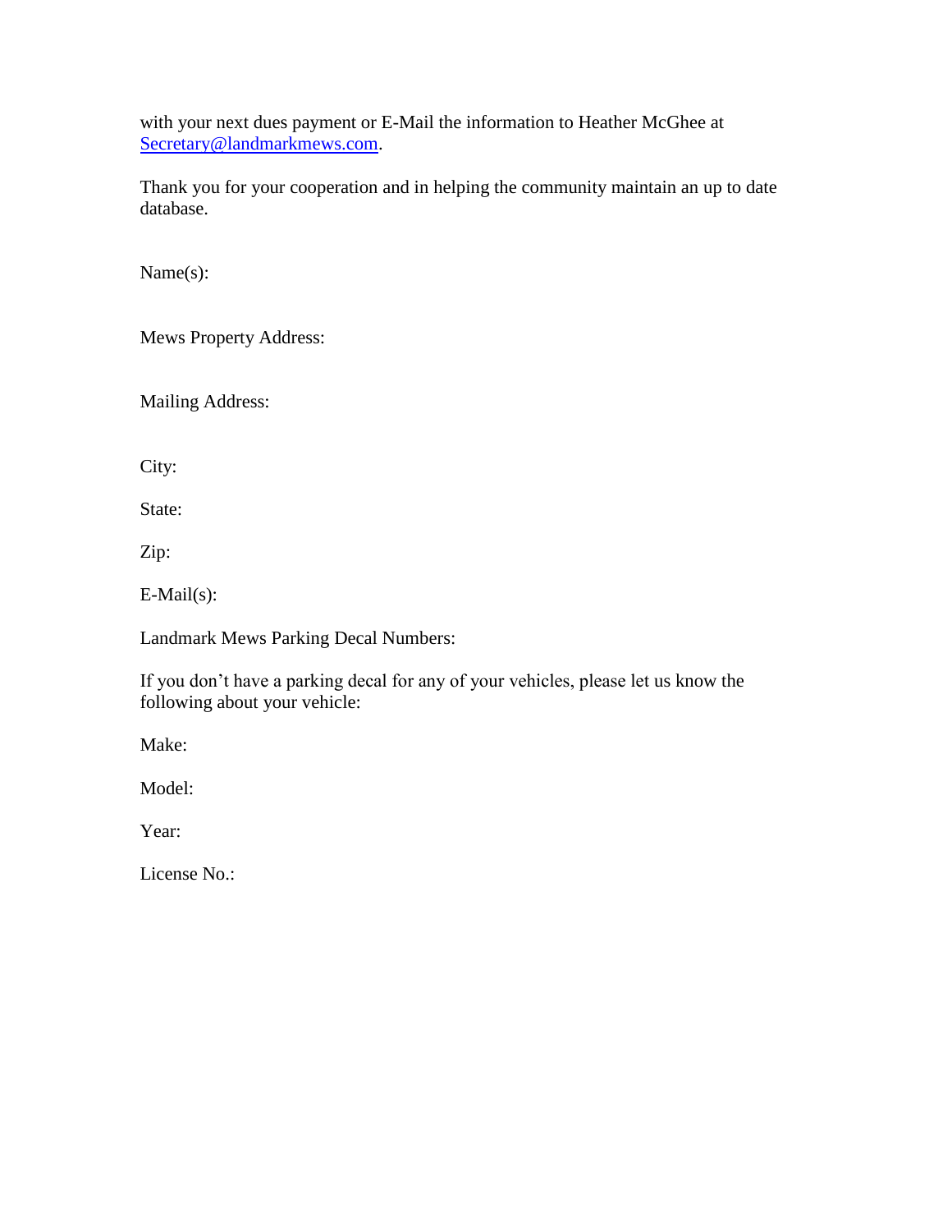with your next dues payment or E-Mail the information to Heather McGhee at Secretary@landmarkmews.com.

Thank you for your cooperation and in helping the community maintain an up to date database.

Name(s):

Mews Property Address:

Mailing Address:

City:

State:

Zip:

E-Mail(s):

Landmark Mews Parking Decal Numbers:

If you don't have a parking decal for any of your vehicles, please let us know the following about your vehicle:

Make:

Model:

Year:

License No.: